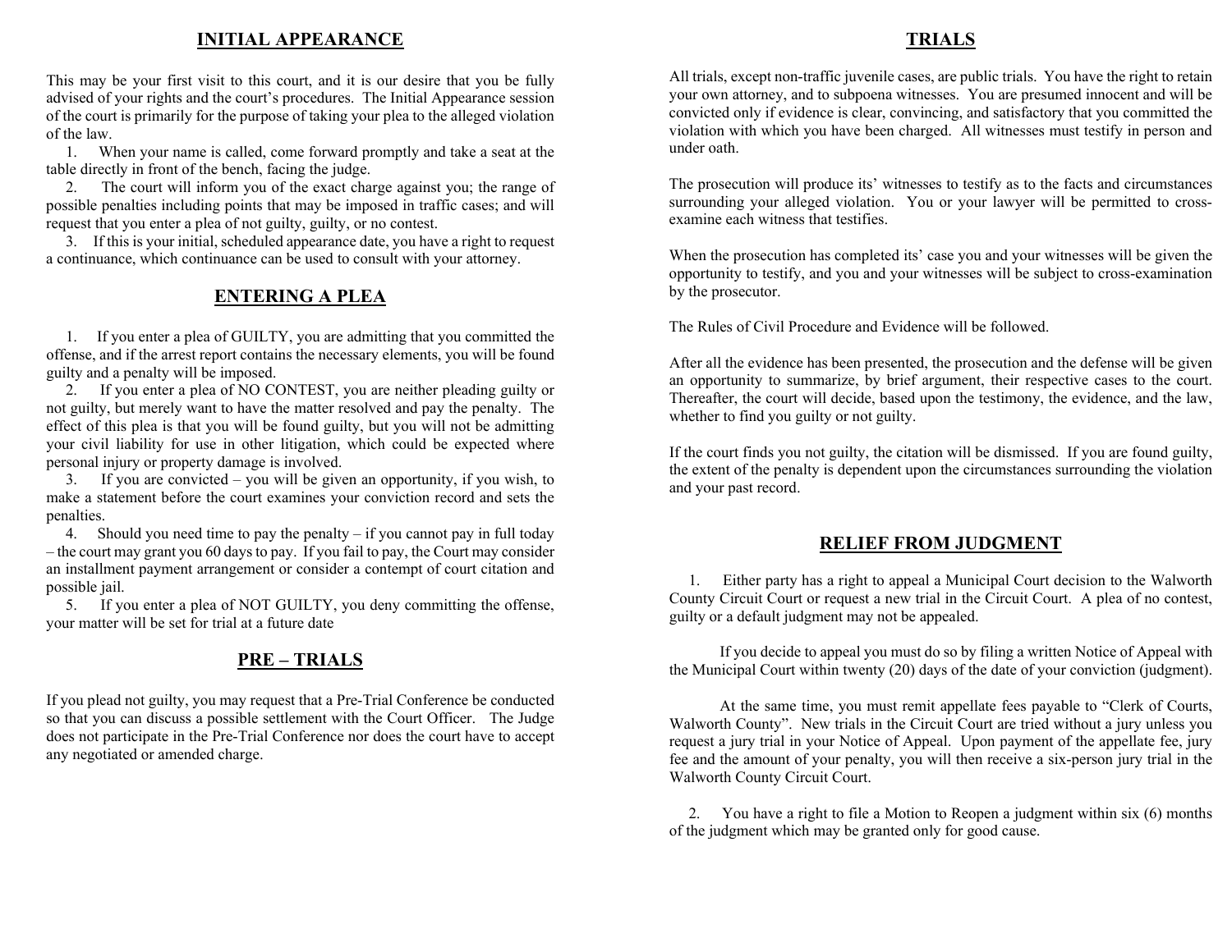## INITIAL APPEARANCE

This may be your first visit to this court, and it is our desire that you be fully advised of your rights and the court's procedures. The Initial Appearance session of the court is primarily for the purpose of taking your plea to the alleged violation of the law.

1. When your name is called, come forward promptly and take a seat at the table directly in front of the bench, facing the judge.
2. The court will inform you of the exact charge against you; the range of possible penalties including points that may be imposed in traffic cases; and will request that you enter a plea of not guilty, guilty, or no contest.
3. If this is your initial, scheduled appearance date, you have a right to request a continuance, which continuance can be used to consult with your attorney.

## ENTERING A PLEA

1. If you enter a plea of GUILTY, you are admitting that you committed the offense, and if the arrest report contains the necessary elements, you will be found guilty and a penalty will be imposed.
2. If you enter a plea of NO CONTEST, you are neither pleading guilty or not guilty, but merely want to have the matter resolved and pay the penalty. The effect of this plea is that you will be found guilty, but you will not be admitting your civil liability for use in other litigation, which could be expected where personal injury or property damage is involved.
3. If you are convicted – you will be given an opportunity, if you wish, to make a statement before the court examines your conviction record and sets the penalties.
4. Should you need time to pay the penalty – if you cannot pay in full today – the court may grant you 60 days to pay. If you fail to pay, the Court may consider an installment payment arrangement or consider a contempt of court citation and possible jail.
5. If you enter a plea of NOT GUILTY, you deny committing the offense, your matter will be set for trial at a future date

## PRE – TRIALS

If you plead not guilty, you may request that a Pre-Trial Conference be conducted so that you can discuss a possible settlement with the Court Officer. The Judge does not participate in the Pre-Trial Conference nor does the court have to accept any negotiated or amended charge.

## TRIALS

All trials, except non-traffic juvenile cases, are public trials. You have the right to retain your own attorney, and to subpoena witnesses. You are presumed innocent and will be convicted only if evidence is clear, convincing, and satisfactory that you committed the violation with which you have been charged. All witnesses must testify in person and under oath.

The prosecution will produce its' witnesses to testify as to the facts and circumstances surrounding your alleged violation. You or your lawyer will be permitted to cross-examine each witness that testifies.

When the prosecution has completed its' case you and your witnesses will be given the opportunity to testify, and you and your witnesses will be subject to cross-examination by the prosecutor.

The Rules of Civil Procedure and Evidence will be followed.

After all the evidence has been presented, the prosecution and the defense will be given an opportunity to summarize, by brief argument, their respective cases to the court. Thereafter, the court will decide, based upon the testimony, the evidence, and the law, whether to find you guilty or not guilty.

If the court finds you not guilty, the citation will be dismissed. If you are found guilty, the extent of the penalty is dependent upon the circumstances surrounding the violation and your past record.

## RELIEF FROM JUDGMENT

1. Either party has a right to appeal a Municipal Court decision to the Walworth County Circuit Court or request a new trial in the Circuit Court. A plea of no contest, guilty or a default judgment may not be appealed.

   If you decide to appeal you must do so by filing a written Notice of Appeal with the Municipal Court within twenty (20) days of the date of your conviction (judgment).

   At the same time, you must remit appellate fees payable to "Clerk of Courts, Walworth County". New trials in the Circuit Court are tried without a jury unless you request a jury trial in your Notice of Appeal. Upon payment of the appellate fee, jury fee and the amount of your penalty, you will then receive a six-person jury trial in the Walworth County Circuit Court.

2. You have a right to file a Motion to Reopen a judgment within six (6) months of the judgment which may be granted only for good cause.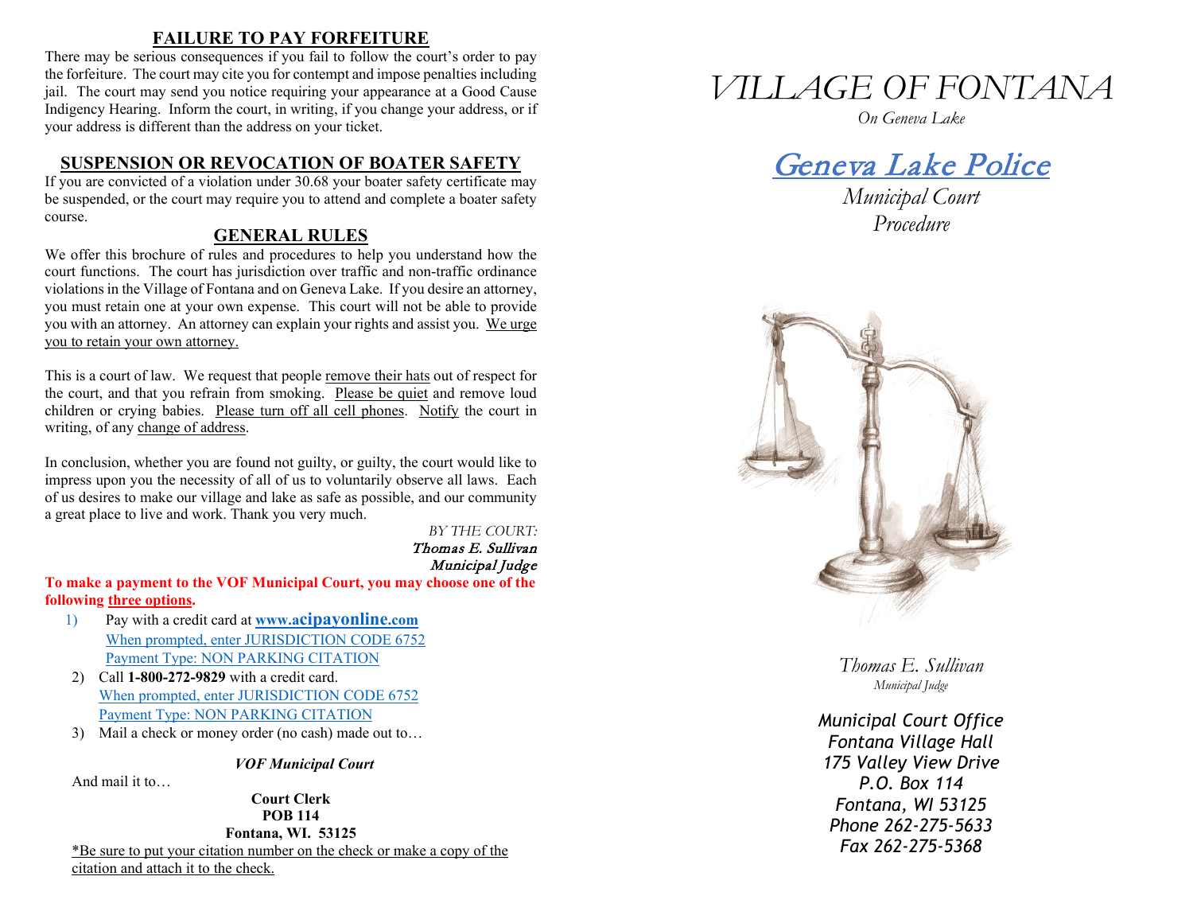## FAILURE TO PAY FORFEITURE

There may be serious consequences if you fail to follow the court's order to pay the forfeiture. The court may cite you for contempt and impose penalties including jail. The court may send you notice requiring your appearance at a Good Cause Indigency Hearing. Inform the court, in writing, if you change your address, or if your address is different than the address on your ticket.

## SUSPENSION OR REVOCATION OF BOATER SAFETY

If you are convicted of a violation under 30.68 your boater safety certificate may be suspended, or the court may require you to attend and complete a boater safety course.

## GENERAL RULES

We offer this brochure of rules and procedures to help you understand how the court functions. The court has jurisdiction over traffic and non-traffic ordinance violations in the Village of Fontana and on Geneva Lake. If you desire an attorney, you must retain one at your own expense. This court will not be able to provide you with an attorney. An attorney can explain your rights and assist you. We urge you to retain your own attorney.

This is a court of law. We request that people remove their hats out of respect for the court, and that you refrain from smoking. Please be quiet and remove loud children or crying babies. Please turn off all cell phones. Notify the court in writing, of any change of address.

In conclusion, whether you are found not guilty, or guilty, the court would like to impress upon you the necessity of all of us to voluntarily observe all laws. Each of us desires to make our village and lake as safe as possible, and our community a great place to live and work. Thank you very much.

*BY THE COURT:*
*Thomas E. Sullivan*
*Municipal Judge*

**To make a payment to the VOF Municipal Court, you may choose one of the following three options.**

1) Pay with a credit card at **www.acipayonline.com**
   When prompted, enter JURISDICTION CODE 6752
   Payment Type: NON PARKING CITATION
2) Call **1-800-272-9829** with a credit card.
   When prompted, enter JURISDICTION CODE 6752
   Payment Type: NON PARKING CITATION
3) Mail a check or money order (no cash) made out to…

***VOF Municipal Court***

And mail it to…

**Court Clerk**
**POB 114**
**Fontana, WI. 53125**

*Be sure to put your citation number on the check or make a copy of the citation and attach it to the check.

# VILLAGE OF FONTANA

*On Geneva Lake*

## Geneva Lake Police

*Municipal Court*
*Procedure*

*Thomas E. Sullivan*
*Municipal Judge*

*Municipal Court Office*
*Fontana Village Hall*
*175 Valley View Drive*
*P.O. Box 114*
*Fontana, WI 53125*
*Phone 262-275-5633*
*Fax 262-275-5368*